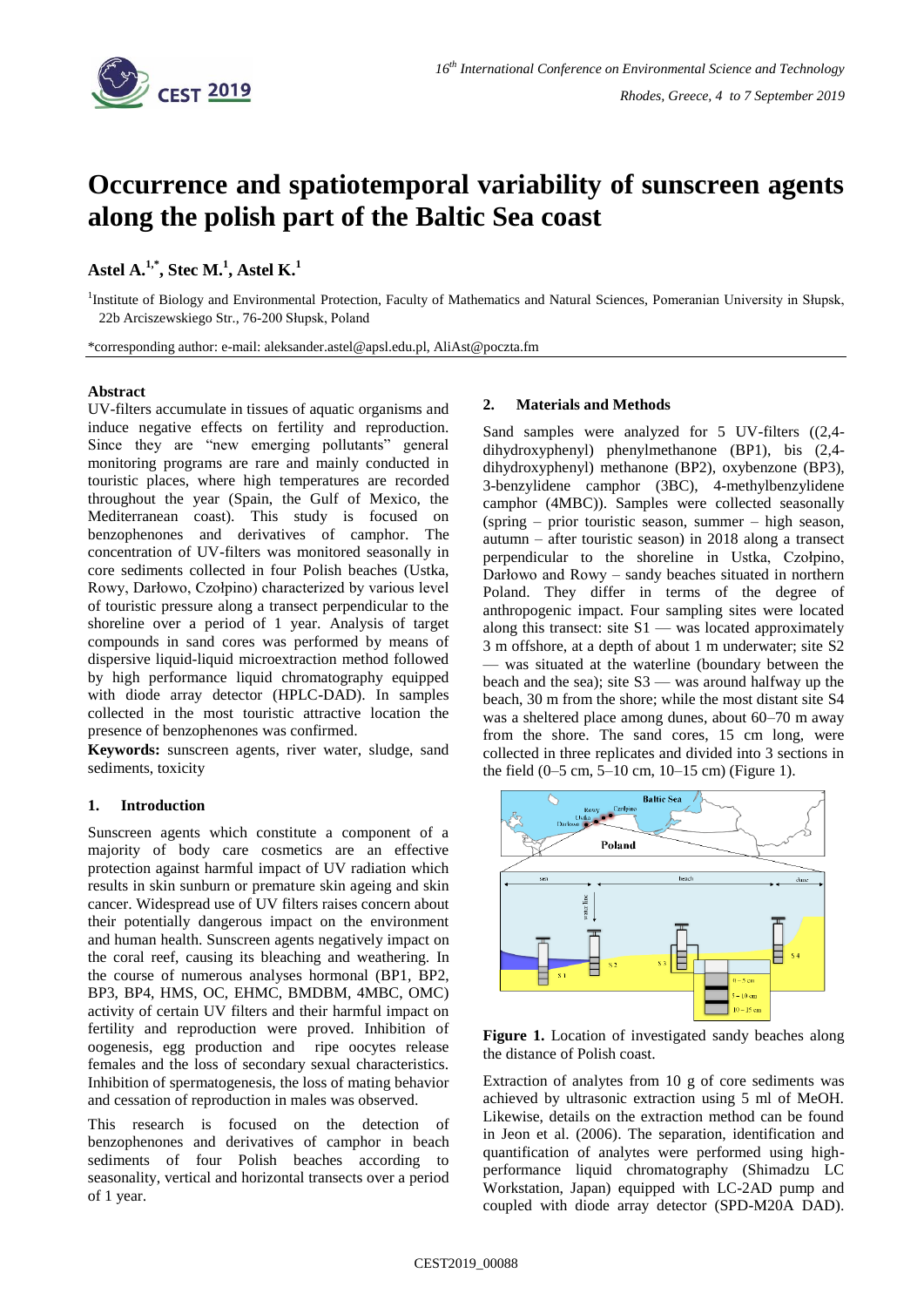# Occurrence and spatiotemporal variability of sunscreen agents along the polish part of the Baltic Sea coast

**Astel A.[1,*], Stec M.[1], Astel K.[1]**

[1]Institute of Biology and Environmental Protection, Faculty of Mathematics and Natural Sciences, Pomeranian University in Słupsk, 22b Arciszewskiego Str., 76-200 Słupsk, Poland

*corresponding author: e-mail: aleksander.astel@apsl.edu.pl, AliAst@poczta.fm

## Abstract

UV-filters accumulate in tissues of aquatic organisms and induce negative effects on fertility and reproduction. Since they are "new emerging pollutants" general monitoring programs are rare and mainly conducted in touristic places, where high temperatures are recorded throughout the year (Spain, the Gulf of Mexico, the Mediterranean coast). This study is focused on benzophenones and derivatives of camphor. The concentration of UV-filters was monitored seasonally in core sediments collected in four Polish beaches (Ustka, Rowy, Darłowo, Czołpino) characterized by various level of touristic pressure along a transect perpendicular to the shoreline over a period of 1 year. Analysis of target compounds in sand cores was performed by means of dispersive liquid-liquid microextraction method followed by high performance liquid chromatography equipped with diode array detector (HPLC-DAD). In samples collected in the most touristic attractive location the presence of benzophenones was confirmed.

**Keywords:** sunscreen agents, river water, sludge, sand sediments, toxicity

## 1. Introduction

Sunscreen agents which constitute a component of a majority of body care cosmetics are an effective protection against harmful impact of UV radiation which results in skin sunburn or premature skin ageing and skin cancer. Widespread use of UV filters raises concern about their potentially dangerous impact on the environment and human health. Sunscreen agents negatively impact on the coral reef, causing its bleaching and weathering. In the course of numerous analyses hormonal (BP1, BP2, BP3, BP4, HMS, OC, EHMC, BMDBM, 4MBC, OMC) activity of certain UV filters and their harmful impact on fertility and reproduction were proved. Inhibition of oogenesis, egg production and ripe oocytes release females and the loss of secondary sexual characteristics. Inhibition of spermatogenesis, the loss of mating behavior and cessation of reproduction in males was observed.

This research is focused on the detection of benzophenones and derivatives of camphor in beach sediments of four Polish beaches according to seasonality, vertical and horizontal transects over a period of 1 year.

## 2. Materials and Methods

Sand samples were analyzed for 5 UV-filters ((2,4-dihydroxyphenyl) phenylmethanone (BP1), bis (2,4-dihydroxyphenyl) methanone (BP2), oxybenzone (BP3), 3-benzylidene camphor (3BC), 4-methylbenzylidene camphor (4MBC)). Samples were collected seasonally (spring – prior touristic season, summer – high season, autumn – after touristic season) in 2018 along a transect perpendicular to the shoreline in Ustka, Czołpino, Darłowo and Rowy – sandy beaches situated in northern Poland. They differ in terms of the degree of anthropogenic impact. Four sampling sites were located along this transect: site S1 — was located approximately 3 m offshore, at a depth of about 1 m underwater; site S2 — was situated at the waterline (boundary between the beach and the sea); site S3 — was around halfway up the beach, 30 m from the shore; while the most distant site S4 was a sheltered place among dunes, about 60–70 m away from the shore. The sand cores, 15 cm long, were collected in three replicates and divided into 3 sections in the field (0–5 cm, 5–10 cm, 10–15 cm) (Figure 1).

**Figure 1.** Location of investigated sandy beaches along the distance of Polish coast.

Extraction of analytes from 10 g of core sediments was achieved by ultrasonic extraction using 5 ml of MeOH. Likewise, details on the extraction method can be found in Jeon et al. (2006). The separation, identification and quantification of analytes were performed using high-performance liquid chromatography (Shimadzu LC Workstation, Japan) equipped with LC-2AD pump and coupled with diode array detector (SPD-M20A DAD).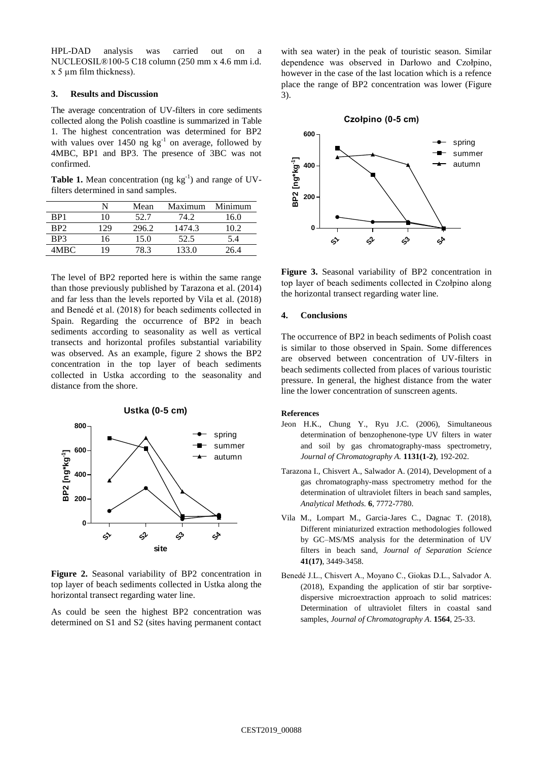HPL-DAD analysis was carried out on a NUCLEOSIL®100-5 C18 column (250 mm x 4.6 mm i.d. x 5 µm film thickness).

## 3. Results and Discussion

The average concentration of UV-filters in core sediments collected along the Polish coastline is summarized in Table 1. The highest concentration was determined for BP2 with values over 1450 ng kg$^{-1}$ on average, followed by 4MBC, BP1 and BP3. The presence of 3BC was not confirmed.

**Table 1.** Mean concentration (ng kg$^{-1}$) and range of UV-filters determined in sand samples.

| | N | Mean | Maximum | Minimum |
|---|---|---|---|---|
| BP1 | 10 | 52.7 | 74.2 | 16.0 |
| BP2 | 129 | 296.2 | 1474.3 | 10.2 |
| BP3 | 16 | 15.0 | 52.5 | 5.4 |
| 4MBC | 19 | 78.3 | 133.0 | 26.4 |

The level of BP2 reported here is within the same range than those previously published by Tarazona et al. (2014) and far less than the levels reported by Vila et al. (2018) and Benedé et al. (2018) for beach sediments collected in Spain. Regarding the occurrence of BP2 in beach sediments according to seasonality as well as vertical transects and horizontal profiles substantial variability was observed. As an example, figure 2 shows the BP2 concentration in the top layer of beach sediments collected in Ustka according to the seasonality and distance from the shore.

Ustka (0-5 cm)

BP2 [ng*kg$^{-1}$]

0
200
400
600
800

S1 S2 S3 S4

site

spring
summer
autumn

**Figure 2.** Seasonal variability of BP2 concentration in top layer of beach sediments collected in Ustka along the horizontal transect regarding water line.

As could be seen the highest BP2 concentration was determined on S1 and S2 (sites having permanent contact with sea water) in the peak of touristic season. Similar dependence was observed in Darłowo and Czołpino, however in the case of the last location which is a refence place the range of BP2 concentration was lower (Figure 3).

Czołpino (0-5 cm)

BP2 [ng*kg$^{-1}$]

0
200
400
600

S1 S2 S3 S4

spring
summer
autumn

**Figure 3.** Seasonal variability of BP2 concentration in top layer of beach sediments collected in Czołpino along the horizontal transect regarding water line.

## 4. Conclusions

The occurrence of BP2 in beach sediments of Polish coast is similar to those observed in Spain. Some differences are observed between concentration of UV-filters in beach sediments collected from places of various touristic pressure. In general, the highest distance from the water line the lower concentration of sunscreen agents.

### References

Jeon H.K., Chung Y., Ryu J.C. (2006), Simultaneous determination of benzophenone-type UV filters in water and soil by gas chromatography-mass spectrometry, *Journal of Chromatography A.* **1131(1-2)**, 192-202.

Tarazona I., Chisvert A., Salwador A. (2014), Development of a gas chromatography-mass spectrometry method for the determination of ultraviolet filters in beach sand samples, *Analytical Methods.* **6**, 7772-7780.

Vila M., Lompart M., Garcia-Jares C., Dagnac T. (2018), Different miniaturized extraction methodologies followed by GC–MS/MS analysis for the determination of UV filters in beach sand, *Journal of Separation Science* **41(17)**, 3449-3458.

Benedé J.L., Chisvert A., Moyano C., Giokas D.L., Salvador A. (2018), Expanding the application of stir bar sorptive-dispersive microextraction approach to solid matrices: Determination of ultraviolet filters in coastal sand samples, *Journal of Chromatography A*. **1564**, 25-33.